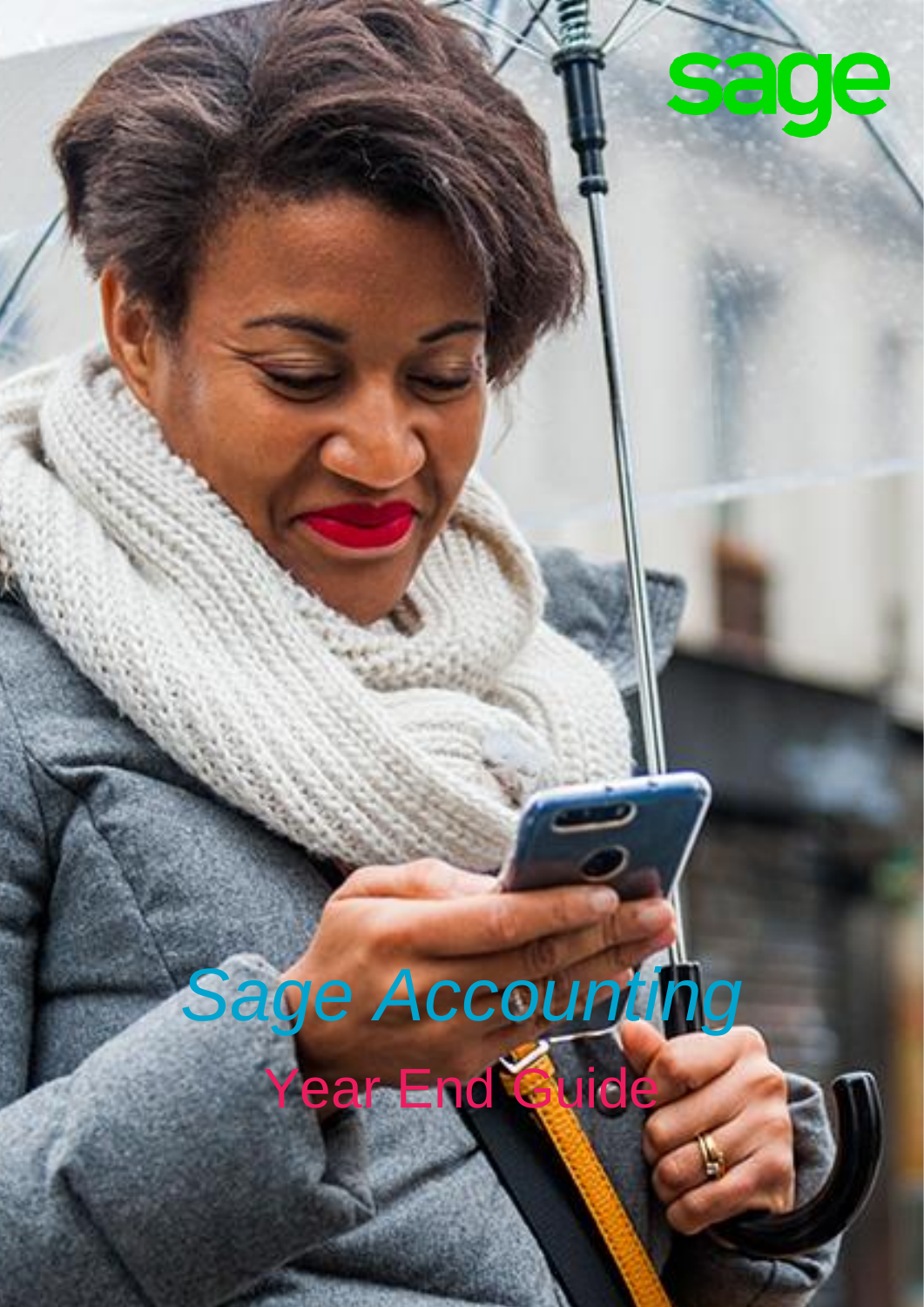sage

# Sage Accounting

## Year End Guide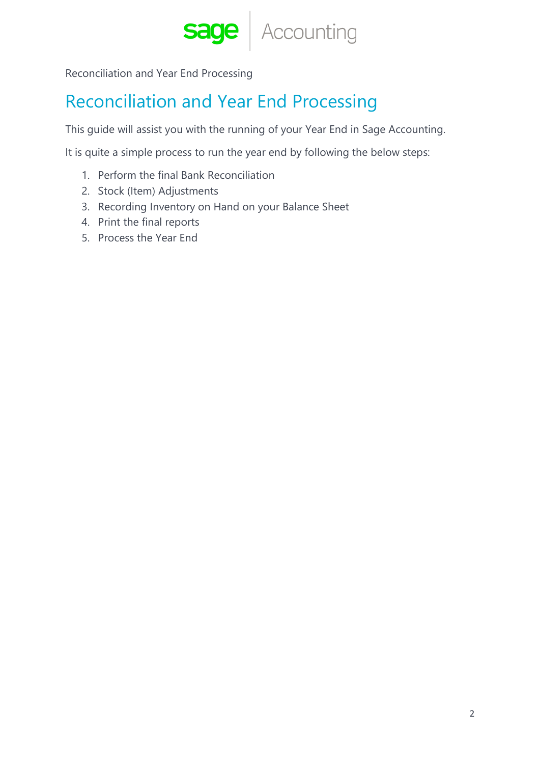# Reconciliation and Year End Processing

This guide will assist you with the running of your Year End in Sage Accounting.

It is quite a simple process to run the year end by following the below steps:

1. Perform the final Bank Reconciliation
2. Stock (Item) Adjustments
3. Recording Inventory on Hand on your Balance Sheet
4. Print the final reports
5. Process the Year End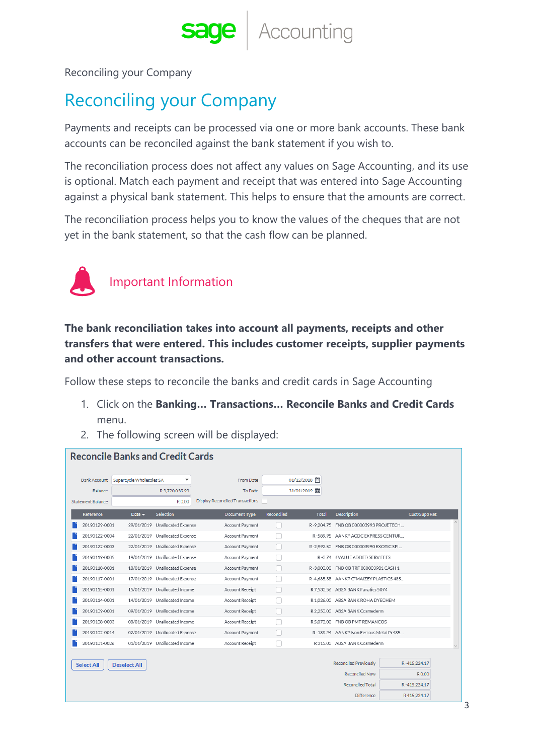# Reconciling your Company

Payments and receipts can be processed via one or more bank accounts. These bank accounts can be reconciled against the bank statement if you wish to.

The reconciliation process does not affect any values on Sage Accounting, and its use is optional. Match each payment and receipt that was entered into Sage Accounting against a physical bank statement. This helps to ensure that the amounts are correct.

The reconciliation process helps you to know the values of the cheques that are not yet in the bank statement, so that the cash flow can be planned.

## Important Information

**The bank reconciliation takes into account all payments, receipts and other transfers that were entered. This includes customer receipts, supplier payments and other account transactions.**

Follow these steps to reconcile the banks and credit cards in Sage Accounting

1. Click on the **Banking… Transactions… Reconcile Banks and Credit Cards** menu.
2. The following screen will be displayed:

**Reconcile Banks and Credit Cards**

Bank Account: Supercycle Wholesales SA
Balance: R 3,720,039.93
Statement Balance: R 0.00
From Date: 01/12/2018
To Date: 31/01/2019
Display Reconciled Transactions

| Reference | Date | Selection | Document Type | Reconciled | Total | Description | Cust/Supp Ref. |
|---|---|---|---|---|---|---|---|
| 20190129-0001 | 29/01/2019 | Unallocated Expense | Account Payment | | R -9,204.75 | FNB OB 000003993 PROJETECH... | |
| 20190122-0004 | 22/01/2019 | Unallocated Expense | Account Payment | | R -589.95 | AANKP ACDC EXPRESS CENTUR... | |
| 20190122-0003 | 22/01/2019 | Unallocated Expense | Account Payment | | R -2,992.50 | FNB OB 000003990 EXOTIC SPI... | |
| 20190119-0005 | 19/01/2019 | Unallocated Expense | Account Payment | | R -0.74 | #VALUE ADDED SERV FEES | |
| 20190118-0001 | 18/01/2019 | Unallocated Expense | Account Payment | | R -3,000.00 | FNB OB TRF 000003981 CASH 1 | |
| 20190117-0001 | 17/01/2019 | Unallocated Expense | Account Payment | | R -4,685.38 | AANKP C*MAIZEY PLASTICS 485... | |
| 20190115-0001 | 15/01/2019 | Unallocated Income | Account Receipt | | R 7,530.56 | ABSA BANK Fanatics 5074 | |
| 20190114-0001 | 14/01/2019 | Unallocated Income | Account Receipt | | R 1,026.00 | ABSA BANK ROHA DYECHEM | |
| 20190109-0001 | 09/01/2019 | Unallocated Income | Account Receipt | | R 2,250.00 | ABSA BANK Cosmederm | |
| 20190108-0003 | 08/01/2019 | Unallocated Income | Account Receipt | | R 5,073.00 | FNB OB PMT REMANCOS | |
| 20190102-0014 | 02/01/2019 | Unallocated Expense | Account Payment | | R -189.24 | AANKP Non Ferrous Metal Pr485... | |
| 20190101-0026 | 01/01/2019 | Unallocated Income | Account Receipt | | R 315.00 | ABSA BANK Cosmederm | |

Select All | Deselect All

| | |
|---|---|
| Reconciled Previously | R -415,224.17 |
| Reconciled Now | R 0.00 |
| Reconciled Total | R -415,224.17 |
| Difference | R 415,224.17 |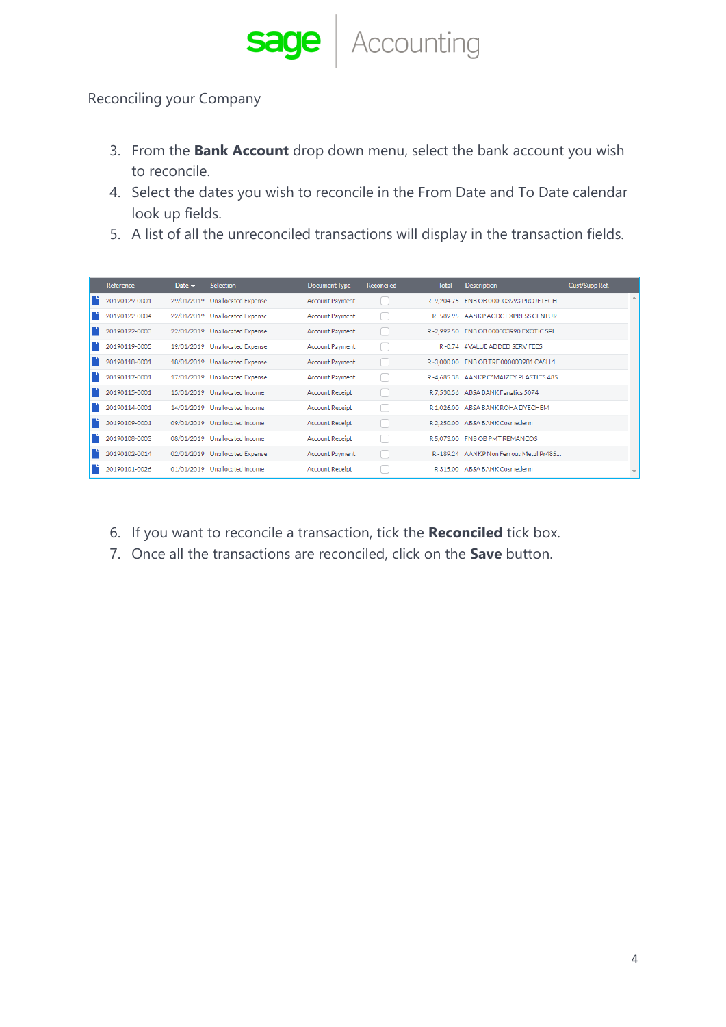Reconciling your Company

3. From the **Bank Account** drop down menu, select the bank account you wish to reconcile.
4. Select the dates you wish to reconcile in the From Date and To Date calendar look up fields.
5. A list of all the unreconciled transactions will display in the transaction fields.

| Reference | Date | Selection | Document Type | Reconciled | Total | Description | Cust/Supp Ref. |
|---|---|---|---|---|---|---|---|
| 20190129-0001 | 29/01/2019 | Unallocated Expense | Account Payment | ☐ | R -9,204.75 | FNB OB 000003993 PROJETECH... | |
| 20190122-0004 | 22/01/2019 | Unallocated Expense | Account Payment | ☐ | R -589.95 | AANKP ACDC EXPRESS CENTUR... | |
| 20190122-0003 | 22/01/2019 | Unallocated Expense | Account Payment | ☐ | R -2,992.50 | FNB OB 000003990 EXOTIC SPI... | |
| 20190119-0005 | 19/01/2019 | Unallocated Expense | Account Payment | ☐ | R -0.74 | #VALUE ADDED SERV FEES | |
| 20190118-0001 | 18/01/2019 | Unallocated Expense | Account Payment | ☐ | R -3,000.00 | FNB OB TRF 000003981 CASH 1 | |
| 20190117-0001 | 17/01/2019 | Unallocated Expense | Account Payment | ☐ | R -4,685.38 | AANKP C*MAIZEY PLASTICS 485... | |
| 20190115-0001 | 15/01/2019 | Unallocated Income | Account Receipt | ☐ | R 7,530.56 | ABSA BANK Fanatics 5074 | |
| 20190114-0001 | 14/01/2019 | Unallocated Income | Account Receipt | ☐ | R 1,026.00 | ABSA BANK ROHA DYECHEM | |
| 20190109-0001 | 09/01/2019 | Unallocated Income | Account Receipt | ☐ | R 2,250.00 | ABSA BANK Cosmederm | |
| 20190108-0003 | 08/01/2019 | Unallocated Income | Account Receipt | ☐ | R 5,073.00 | FNB OB PMT REMANCOS | |
| 20190102-0014 | 02/01/2019 | Unallocated Expense | Account Payment | ☐ | R -189.24 | AANKP Non Ferrous Metal Pr485... | |
| 20190101-0026 | 01/01/2019 | Unallocated Income | Account Receipt | ☐ | R 315.00 | ABSA BANK Cosmederm | |

6. If you want to reconcile a transaction, tick the **Reconciled** tick box.
7. Once all the transactions are reconciled, click on the **Save** button.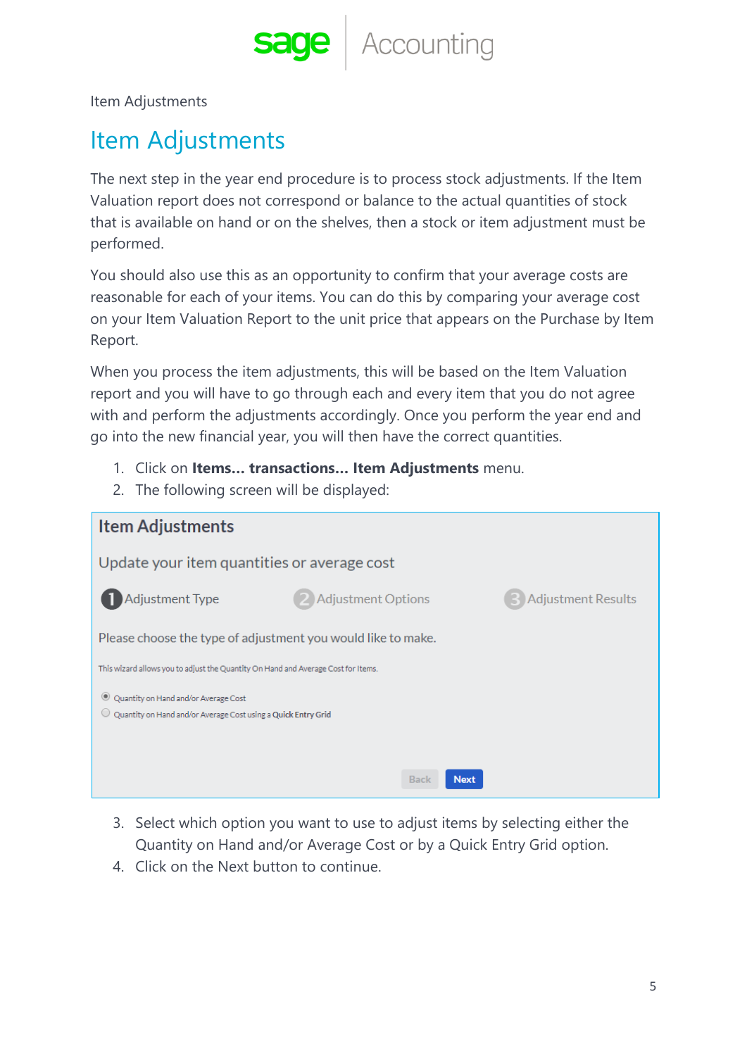Item Adjustments

# Item Adjustments

The next step in the year end procedure is to process stock adjustments. If the Item Valuation report does not correspond or balance to the actual quantities of stock that is available on hand or on the shelves, then a stock or item adjustment must be performed.

You should also use this as an opportunity to confirm that your average costs are reasonable for each of your items. You can do this by comparing your average cost on your Item Valuation Report to the unit price that appears on the Purchase by Item Report.

When you process the item adjustments, this will be based on the Item Valuation report and you will have to go through each and every item that you do not agree with and perform the adjustments accordingly. Once you perform the year end and go into the new financial year, you will then have the correct quantities.

1. Click on **Items… transactions… Item Adjustments** menu.
2. The following screen will be displayed:

**Item Adjustments**

Update your item quantities or average cost

1 Adjustment Type    2 Adjustment Options    3 Adjustment Results

Please choose the type of adjustment you would like to make.

This wizard allows you to adjust the Quantity On Hand and Average Cost for Items.

- (●) Quantity on Hand and/or Average Cost
- ( ) Quantity on Hand and/or Average Cost using a **Quick Entry Grid**

Back    Next

3. Select which option you want to use to adjust items by selecting either the Quantity on Hand and/or Average Cost or by a Quick Entry Grid option.
4. Click on the Next button to continue.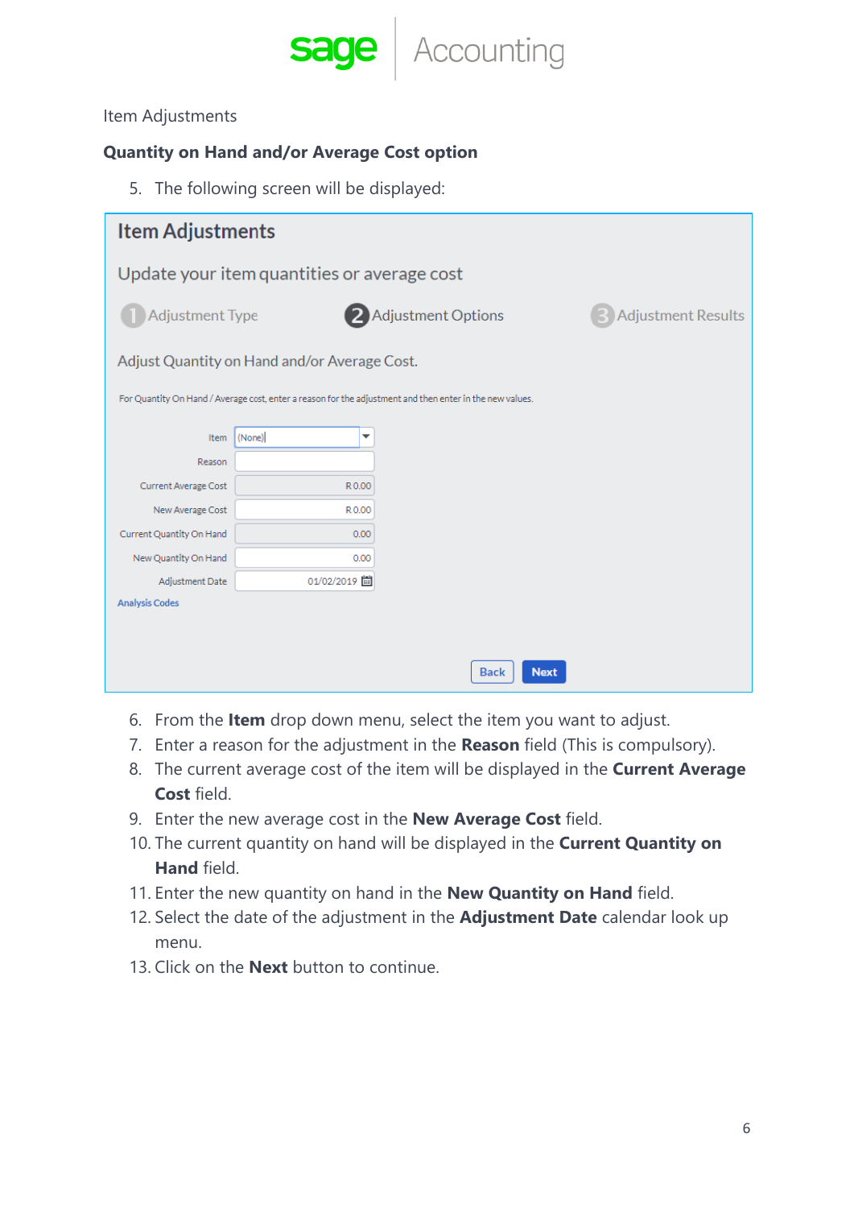Item Adjustments

**Quantity on Hand and/or Average Cost option**

5. The following screen will be displayed:

**Item Adjustments**

Update your item quantities or average cost

1 Adjustment Type    2 Adjustment Options    3 Adjustment Results

Adjust Quantity on Hand and/or Average Cost.

For Quantity On Hand / Average cost, enter a reason for the adjustment and then enter in the new values.

| Field | Value |
|---|---|
| Item | (None) |
| Reason | |
| Current Average Cost | R 0.00 |
| New Average Cost | R 0.00 |
| Current Quantity On Hand | 0.00 |
| New Quantity On Hand | 0.00 |
| Adjustment Date | 01/02/2019 |

Analysis Codes

Back    Next

6. From the **Item** drop down menu, select the item you want to adjust.
7. Enter a reason for the adjustment in the **Reason** field (This is compulsory).
8. The current average cost of the item will be displayed in the **Current Average Cost** field.
9. Enter the new average cost in the **New Average Cost** field.
10. The current quantity on hand will be displayed in the **Current Quantity on Hand** field.
11. Enter the new quantity on hand in the **New Quantity on Hand** field.
12. Select the date of the adjustment in the **Adjustment Date** calendar look up menu.
13. Click on the **Next** button to continue.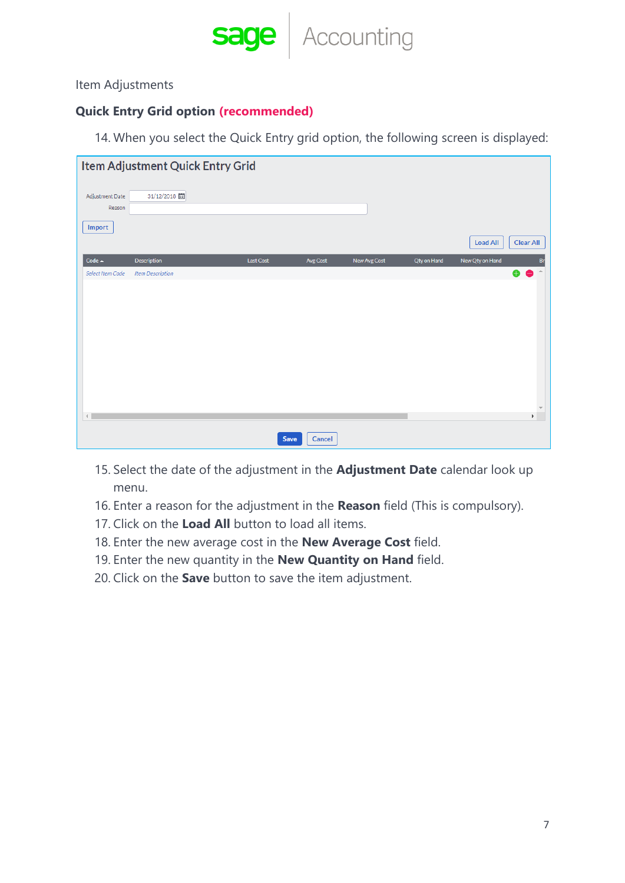Item Adjustments

**Quick Entry Grid option (recommended)**

14. When you select the Quick Entry grid option, the following screen is displayed:

15. Select the date of the adjustment in the **Adjustment Date** calendar look up menu.
16. Enter a reason for the adjustment in the **Reason** field (This is compulsory).
17. Click on the **Load All** button to load all items.
18. Enter the new average cost in the **New Average Cost** field.
19. Enter the new quantity in the **New Quantity on Hand** field.
20. Click on the **Save** button to save the item adjustment.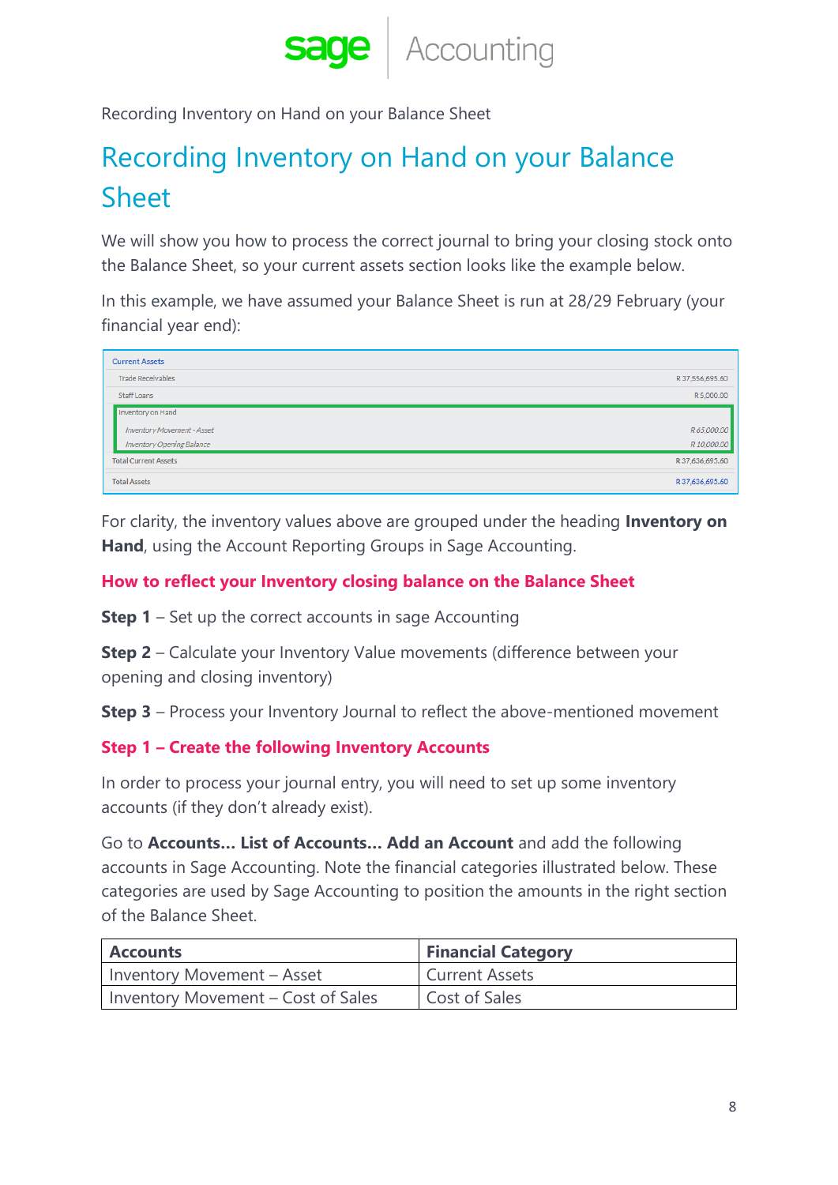Recording Inventory on Hand on your Balance Sheet

# Recording Inventory on Hand on your Balance Sheet

We will show you how to process the correct journal to bring your closing stock onto the Balance Sheet, so your current assets section looks like the example below.

In this example, we have assumed your Balance Sheet is run at 28/29 February (your financial year end):

| Current Assets | |
|---|---|
| Trade Receivables | R 37,556,695.60 |
| Staff Loans | R 5,000.00 |
| Inventory on Hand | |
| *Inventory Movement - Asset* | *R 65,000.00* |
| *Inventory Opening Balance* | *R 10,000.00* |
| Total Current Assets | R 37,636,695.60 |
| Total Assets | R 37,636,695.60 |

For clarity, the inventory values above are grouped under the heading **Inventory on Hand**, using the Account Reporting Groups in Sage Accounting.

### How to reflect your Inventory closing balance on the Balance Sheet

**Step 1** – Set up the correct accounts in sage Accounting

**Step 2** – Calculate your Inventory Value movements (difference between your opening and closing inventory)

**Step 3** – Process your Inventory Journal to reflect the above-mentioned movement

### Step 1 – Create the following Inventory Accounts

In order to process your journal entry, you will need to set up some inventory accounts (if they don't already exist).

Go to **Accounts... List of Accounts... Add an Account** and add the following accounts in Sage Accounting. Note the financial categories illustrated below. These categories are used by Sage Accounting to position the amounts in the right section of the Balance Sheet.

| Accounts | Financial Category |
|---|---|
| Inventory Movement – Asset | Current Assets |
| Inventory Movement – Cost of Sales | Cost of Sales |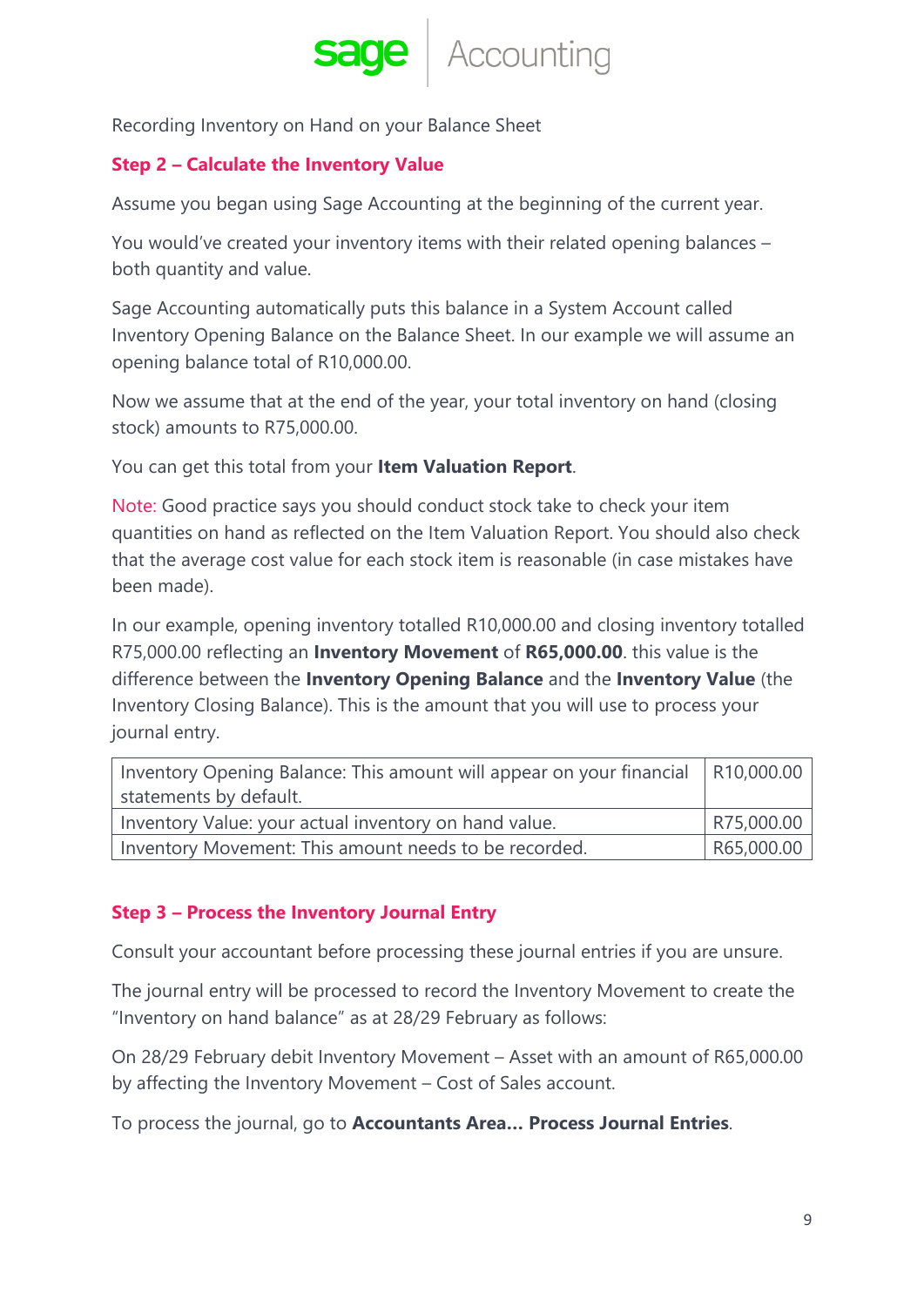Recording Inventory on Hand on your Balance Sheet

## Step 2 – Calculate the Inventory Value

Assume you began using Sage Accounting at the beginning of the current year.

You would've created your inventory items with their related opening balances – both quantity and value.

Sage Accounting automatically puts this balance in a System Account called Inventory Opening Balance on the Balance Sheet. In our example we will assume an opening balance total of R10,000.00.

Now we assume that at the end of the year, your total inventory on hand (closing stock) amounts to R75,000.00.

You can get this total from your **Item Valuation Report**.

Note: Good practice says you should conduct stock take to check your item quantities on hand as reflected on the Item Valuation Report. You should also check that the average cost value for each stock item is reasonable (in case mistakes have been made).

In our example, opening inventory totalled R10,000.00 and closing inventory totalled R75,000.00 reflecting an **Inventory Movement** of **R65,000.00**. this value is the difference between the **Inventory Opening Balance** and the **Inventory Value** (the Inventory Closing Balance). This is the amount that you will use to process your journal entry.

| | |
|---|---|
| Inventory Opening Balance: This amount will appear on your financial statements by default. | R10,000.00 |
| Inventory Value: your actual inventory on hand value. | R75,000.00 |
| Inventory Movement: This amount needs to be recorded. | R65,000.00 |

## Step 3 – Process the Inventory Journal Entry

Consult your accountant before processing these journal entries if you are unsure.

The journal entry will be processed to record the Inventory Movement to create the "Inventory on hand balance" as at 28/29 February as follows:

On 28/29 February debit Inventory Movement – Asset with an amount of R65,000.00 by affecting the Inventory Movement – Cost of Sales account.

To process the journal, go to **Accountants Area… Process Journal Entries**.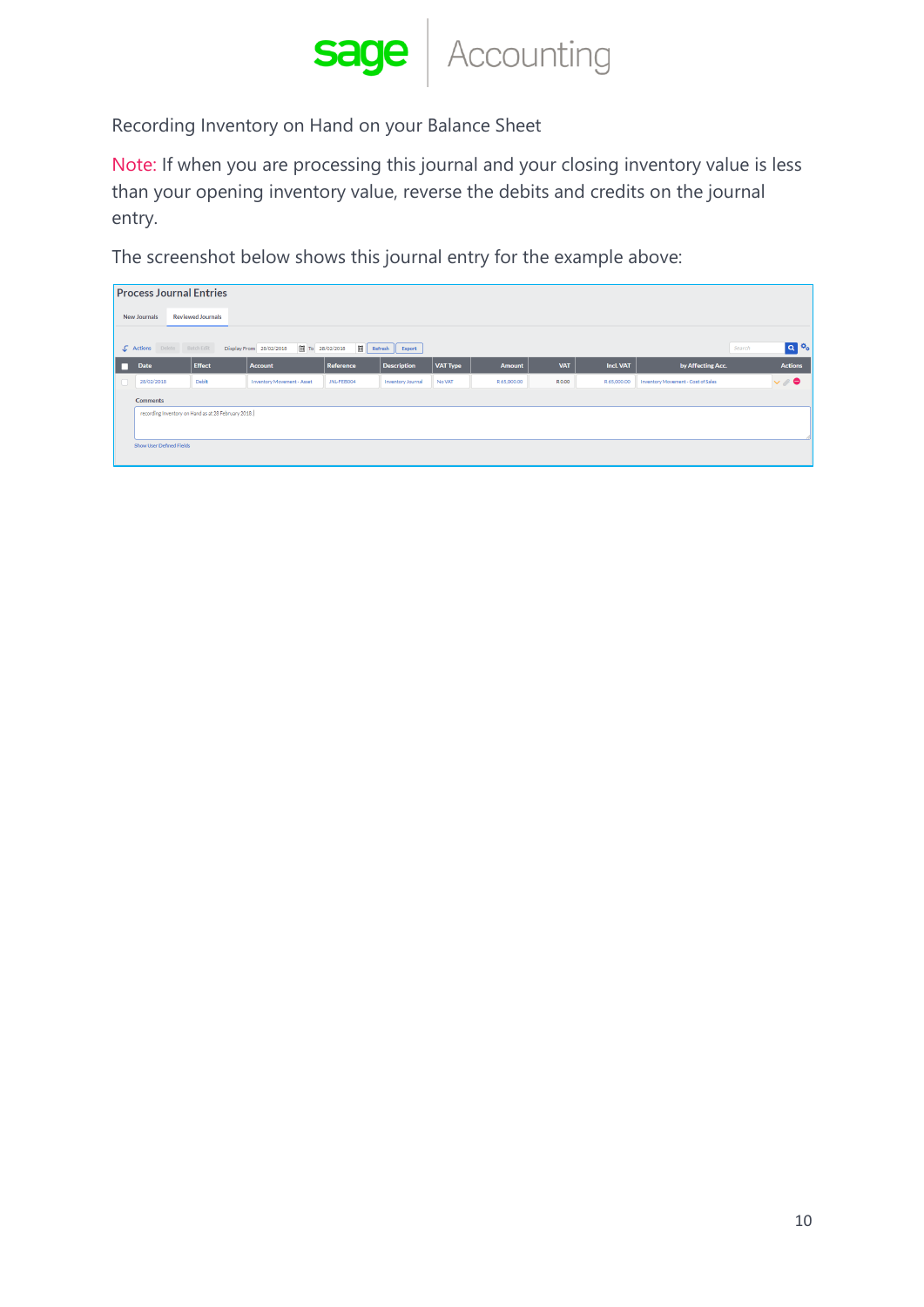Recording Inventory on Hand on your Balance Sheet

Note: If when you are processing this journal and your closing inventory value is less than your opening inventory value, reverse the debits and credits on the journal entry.

The screenshot below shows this journal entry for the example above:

Process Journal Entries

New Journals | Reviewed Journals

Actions | Delete | Batch Edit | Display From 28/02/2018 To 28/02/2018 | Refresh | Export

| Date | Effect | Account | Reference | Description | VAT Type | Amount | VAT | Incl. VAT | by Affecting Acc. | Actions |
|---|---|---|---|---|---|---|---|---|---|---|
| 28/02/2018 | Debit | Inventory Movement - Asset | JNL-FEB004 | Inventory Journal | No VAT | R 65,000.00 | R 0.00 | R 65,000.00 | Inventory Movement - Cost of Sales | |

Comments

recording Inventory on Hand as at 28 February 2018

Show User Defined Fields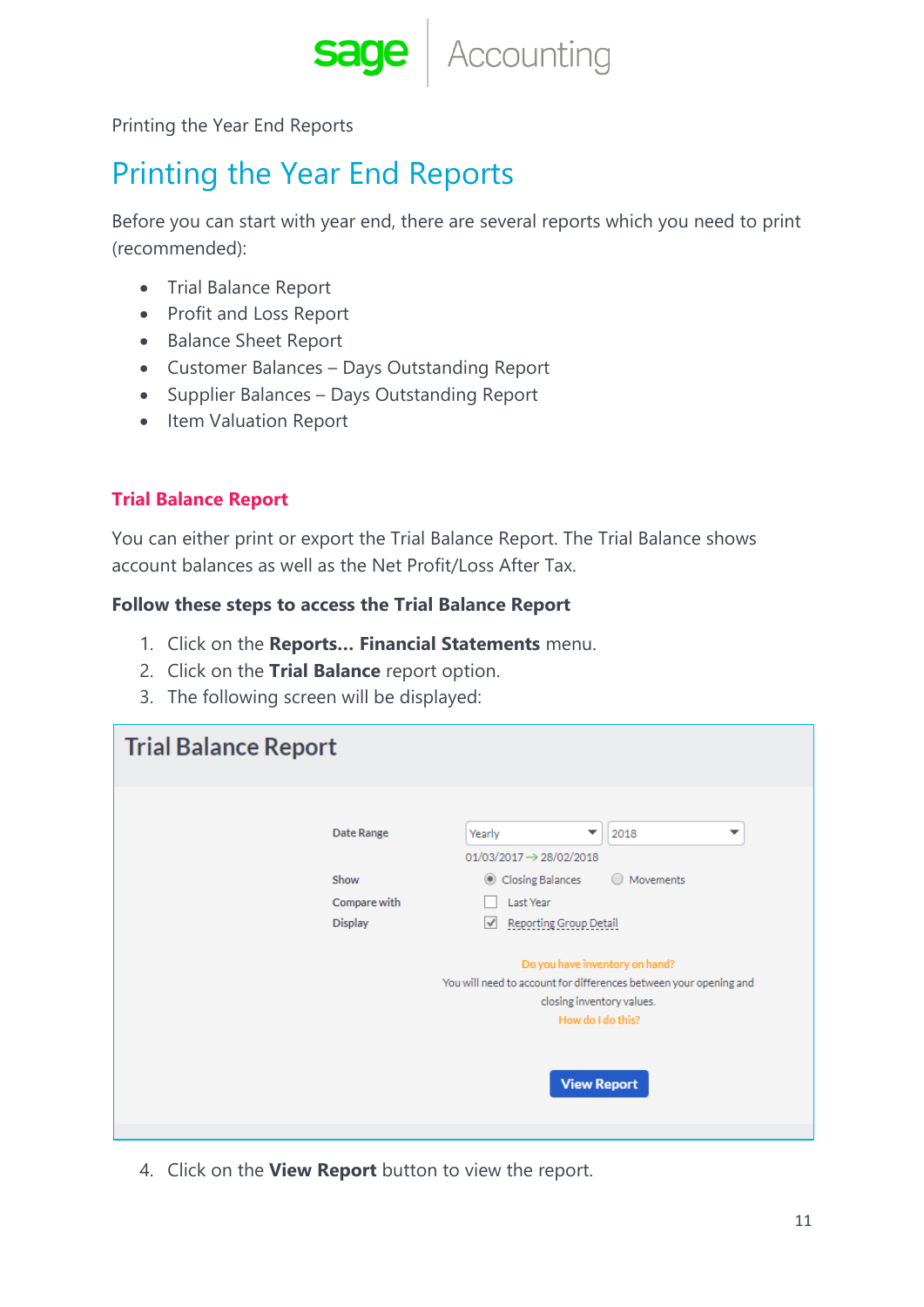Printing the Year End Reports

# Printing the Year End Reports

Before you can start with year end, there are several reports which you need to print (recommended):

- Trial Balance Report
- Profit and Loss Report
- Balance Sheet Report
- Customer Balances – Days Outstanding Report
- Supplier Balances – Days Outstanding Report
- Item Valuation Report

## Trial Balance Report

You can either print or export the Trial Balance Report. The Trial Balance shows account balances as well as the Net Profit/Loss After Tax.

**Follow these steps to access the Trial Balance Report**

1. Click on the **Reports... Financial Statements** menu.
2. Click on the **Trial Balance** report option.
3. The following screen will be displayed:

Trial Balance Report

Date Range: Yearly / 2018
01/03/2017 → 28/02/2018

Show: Closing Balances / Movements

Compare with: Last Year

Display: Reporting Group Detail

Do you have inventory on hand?
You will need to account for differences between your opening and closing inventory values.
How do I do this?

View Report

4. Click on the **View Report** button to view the report.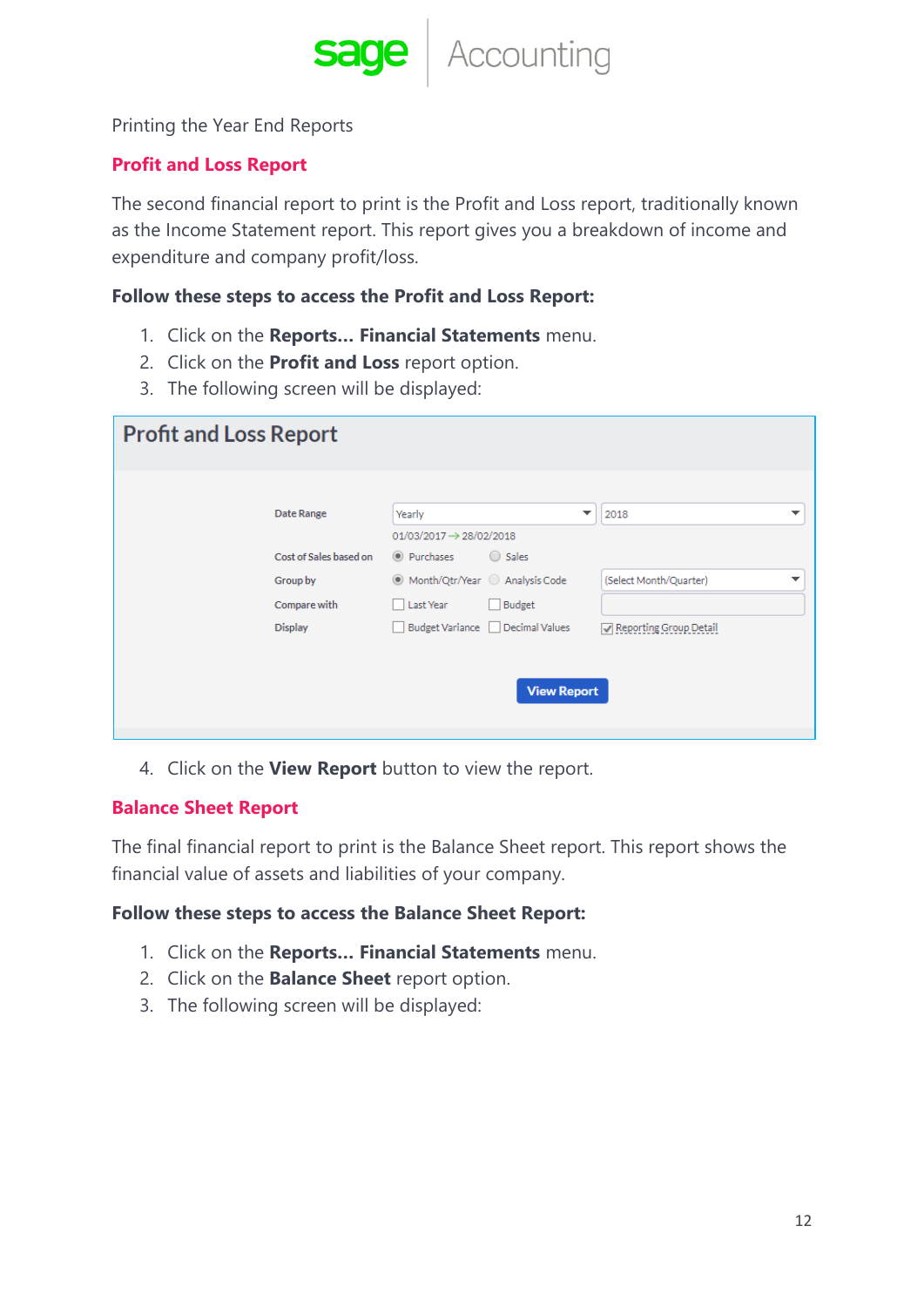Printing the Year End Reports

## Profit and Loss Report

The second financial report to print is the Profit and Loss report, traditionally known as the Income Statement report. This report gives you a breakdown of income and expenditure and company profit/loss.

**Follow these steps to access the Profit and Loss Report:**

1. Click on the **Reports... Financial Statements** menu.
2. Click on the **Profit and Loss** report option.
3. The following screen will be displayed:

4. Click on the **View Report** button to view the report.

## Balance Sheet Report

The final financial report to print is the Balance Sheet report. This report shows the financial value of assets and liabilities of your company.

**Follow these steps to access the Balance Sheet Report:**

1. Click on the **Reports... Financial Statements** menu.
2. Click on the **Balance Sheet** report option.
3. The following screen will be displayed: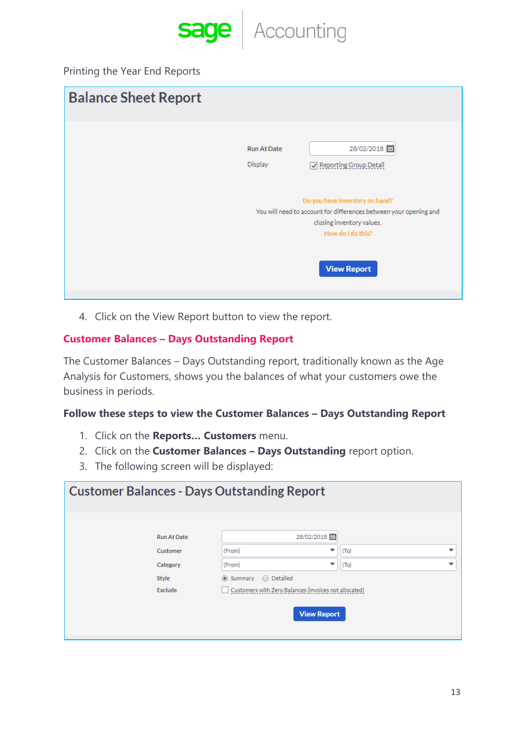Printing the Year End Reports

**Balance Sheet Report**

Run At Date: 28/02/2018

Display: ☑ Reporting Group Detail

Do you have inventory on hand?
You will need to account for differences between your opening and closing inventory values.
How do I do this?

View Report

4. Click on the View Report button to view the report.

## Customer Balances – Days Outstanding Report

The Customer Balances – Days Outstanding report, traditionally known as the Age Analysis for Customers, shows you the balances of what your customers owe the business in periods.

### Follow these steps to view the Customer Balances – Days Outstanding Report

1. Click on the **Reports… Customers** menu.
2. Click on the **Customer Balances – Days Outstanding** report option.
3. The following screen will be displayed:

**Customer Balances - Days Outstanding Report**

Run At Date: 28/02/2018

Customer: (From) (To)

Category: (From) (To)

Style: ◉ Summary ○ Detailed

Exclude: ☐ Customers with Zero Balances (invoices not allocated)

View Report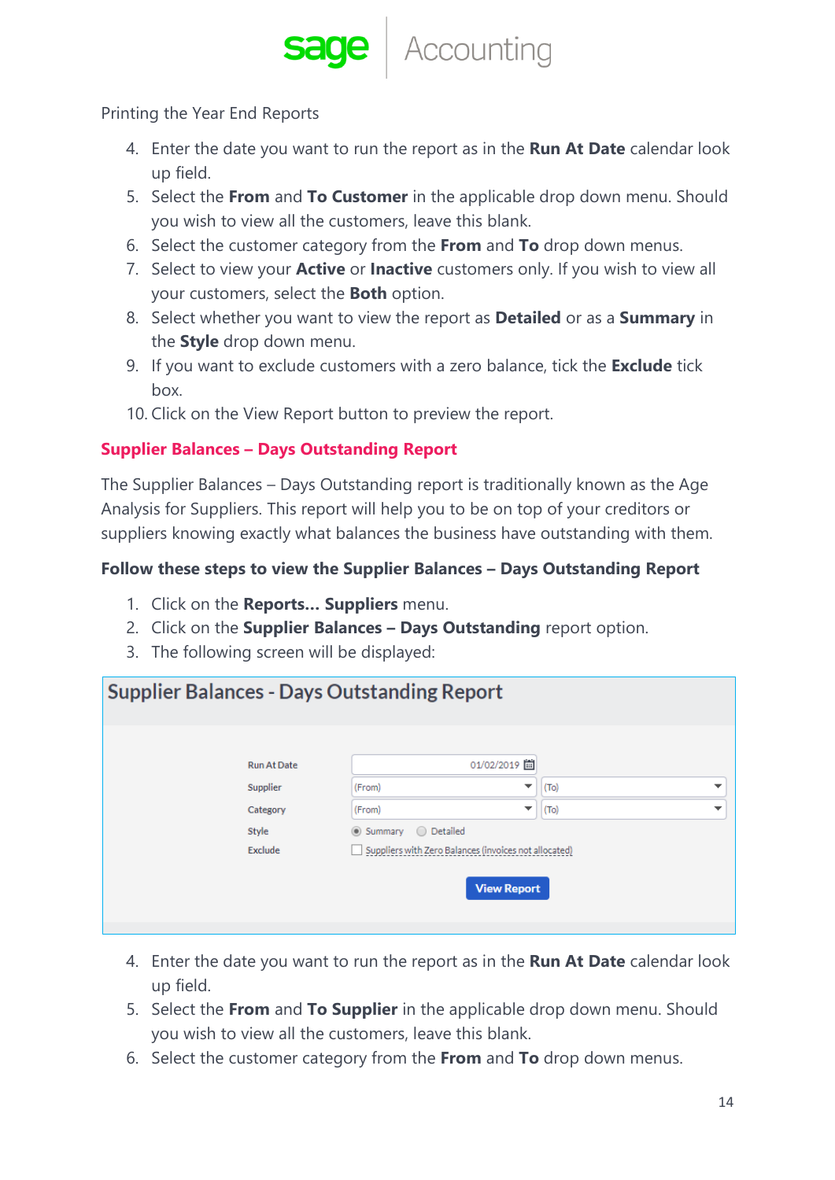Printing the Year End Reports

4. Enter the date you want to run the report as in the **Run At Date** calendar look up field.
5. Select the **From** and **To Customer** in the applicable drop down menu. Should you wish to view all the customers, leave this blank.
6. Select the customer category from the **From** and **To** drop down menus.
7. Select to view your **Active** or **Inactive** customers only. If you wish to view all your customers, select the **Both** option.
8. Select whether you want to view the report as **Detailed** or as a **Summary** in the **Style** drop down menu.
9. If you want to exclude customers with a zero balance, tick the **Exclude** tick box.
10. Click on the View Report button to preview the report.

## Supplier Balances – Days Outstanding Report

The Supplier Balances – Days Outstanding report is traditionally known as the Age Analysis for Suppliers. This report will help you to be on top of your creditors or suppliers knowing exactly what balances the business have outstanding with them.

### Follow these steps to view the Supplier Balances – Days Outstanding Report

1. Click on the **Reports… Suppliers** menu.
2. Click on the **Supplier Balances – Days Outstanding** report option.
3. The following screen will be displayed:

**Supplier Balances - Days Outstanding Report**

| | | |
|---|---|---|
| Run At Date | 01/02/2019 | |
| Supplier | (From) | (To) |
| Category | (From) | (To) |
| Style | ◉ Summary ○ Detailed | |
| Exclude | ☐ Suppliers with Zero Balances (invoices not allocated) | |

View Report

4. Enter the date you want to run the report as in the **Run At Date** calendar look up field.
5. Select the **From** and **To Supplier** in the applicable drop down menu. Should you wish to view all the customers, leave this blank.
6. Select the customer category from the **From** and **To** drop down menus.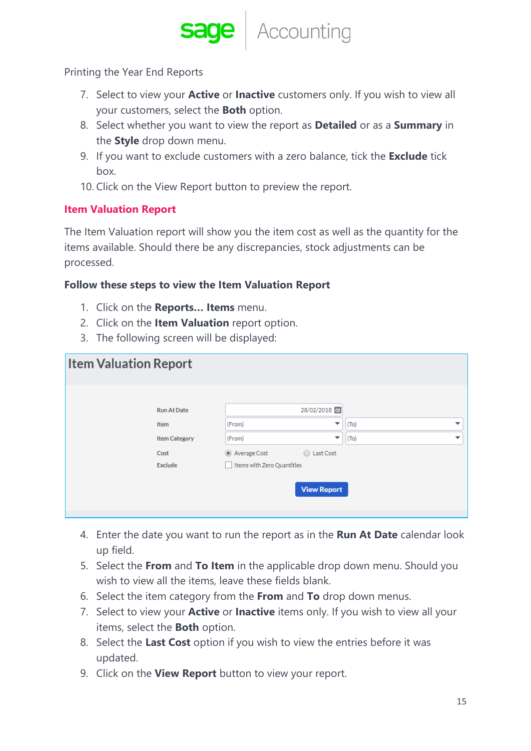Printing the Year End Reports

7. Select to view your **Active** or **Inactive** customers only. If you wish to view all your customers, select the **Both** option.
8. Select whether you want to view the report as **Detailed** or as a **Summary** in the **Style** drop down menu.
9. If you want to exclude customers with a zero balance, tick the **Exclude** tick box.
10. Click on the View Report button to preview the report.

## Item Valuation Report

The Item Valuation report will show you the item cost as well as the quantity for the items available. Should there be any discrepancies, stock adjustments can be processed.

### Follow these steps to view the Item Valuation Report

1. Click on the **Reports… Items** menu.
2. Click on the **Item Valuation** report option.
3. The following screen will be displayed:

**Item Valuation Report**

| | | |
|---|---|---|
| Run At Date | 28/02/2018 | |
| Item | (From) | (To) |
| Item Category | (From) | (To) |
| Cost | Average Cost | Last Cost |
| Exclude | Items with Zero Quantities | |

View Report

4. Enter the date you want to run the report as in the **Run At Date** calendar look up field.
5. Select the **From** and **To Item** in the applicable drop down menu. Should you wish to view all the items, leave these fields blank.
6. Select the item category from the **From** and **To** drop down menus.
7. Select to view your **Active** or **Inactive** items only. If you wish to view all your items, select the **Both** option.
8. Select the **Last Cost** option if you wish to view the entries before it was updated.
9. Click on the **View Report** button to view your report.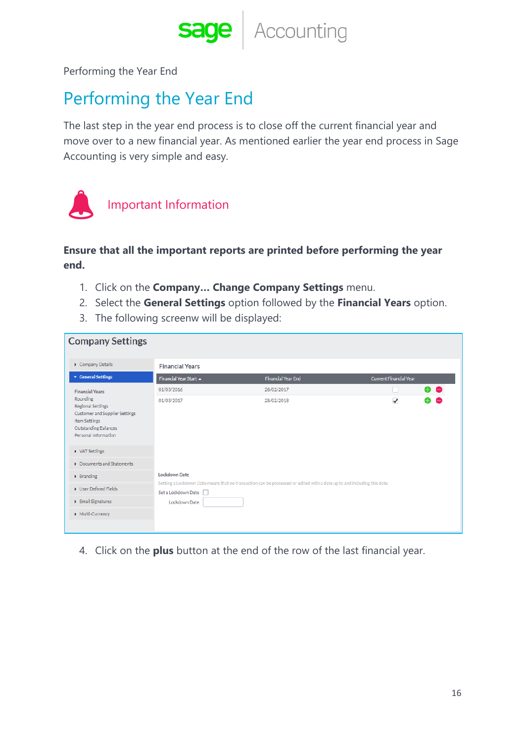# Performing the Year End

The last step in the year end process is to close off the current financial year and move over to a new financial year. As mentioned earlier the year end process in Sage Accounting is very simple and easy.

## Important Information

**Ensure that all the important reports are printed before performing the year end.**

1. Click on the **Company... Change Company Settings** menu.
2. Select the **General Settings** option followed by the **Financial Years** option.
3. The following screenw will be displayed:

4. Click on the **plus** button at the end of the row of the last financial year.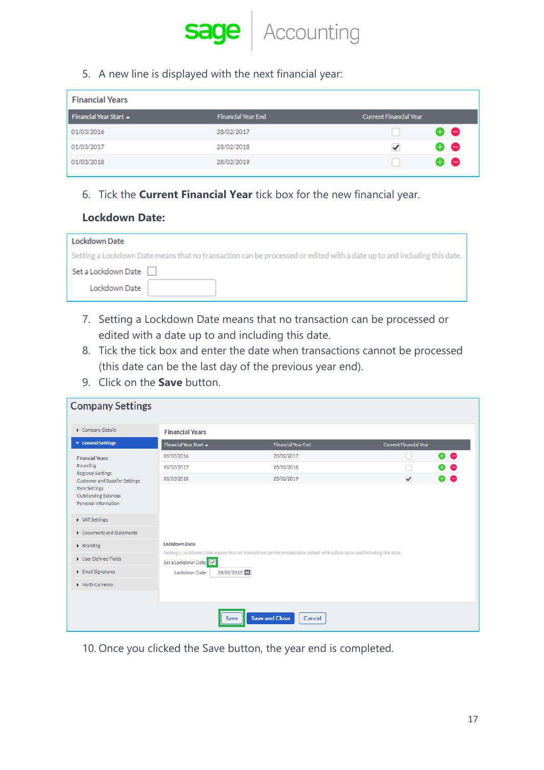5. A new line is displayed with the next financial year:

**Financial Years**

| Financial Year Start ▲ | Financial Year End | Current Financial Year |
|---|---|---|
| 01/03/2016 | 28/02/2017 | ☐ |
| 01/03/2017 | 28/02/2018 | ☑ |
| 01/03/2018 | 28/02/2019 | ☐ |

6. Tick the **Current Financial Year** tick box for the new financial year.

**Lockdown Date:**

**Lockdown Date**

Setting a Lockdown Date means that no transaction can be processed or edited with a date up to and including this date.

Set a Lockdown Date ☐

Lockdown Date

7. Setting a Lockdown Date means that no transaction can be processed or edited with a date up to and including this date.
8. Tick the tick box and enter the date when transactions cannot be processed (this date can be the last day of the previous year end).
9. Click on the **Save** button.

**Company Settings**

- Company Details
- General Settings
  - Financial Years
  - Rounding
  - Regional Settings
  - Customer and Supplier Settings
  - Item Settings
  - Outstanding Balances
  - Personal Information
- VAT Settings
- Documents and Statements
- Branding
- User Defined Fields
- Email Signatures
- Multi-Currency

**Financial Years**

| Financial Year Start ▲ | Financial Year End | Current Financial Year |
|---|---|---|
| 01/03/2016 | 28/02/2017 | ☐ |
| 01/03/2017 | 28/02/2018 | ☐ |
| 01/03/2018 | 28/02/2019 | ☑ |

**Lockdown Date**

Setting a Lockdown Date means that no transaction can be processed or edited with a date up to and including this date.

Set a Lockdown Date ☑

Lockdown Date 28/02/2018

Save | Save and Close | Cancel

10. Once you clicked the Save button, the year end is completed.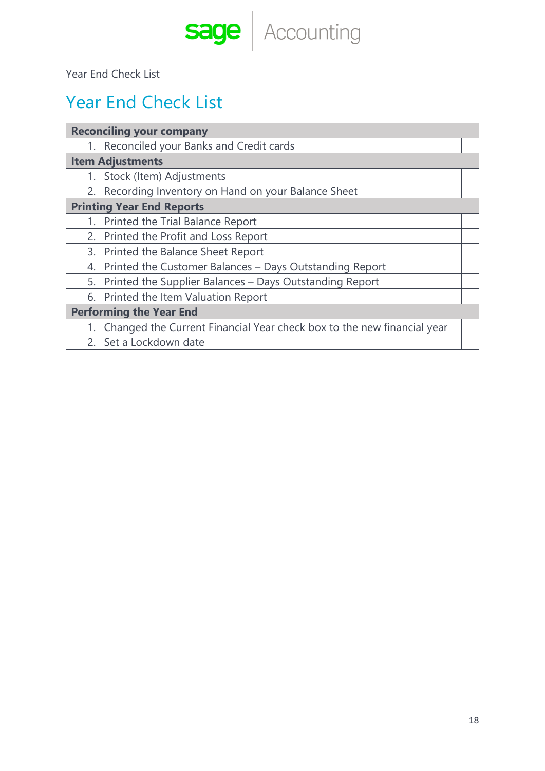Year End Check List

# Year End Check List

| | |
|---|---|
| **Reconciling your company** | |
| 1. Reconciled your Banks and Credit cards | |
| **Item Adjustments** | |
| 1. Stock (Item) Adjustments | |
| 2. Recording Inventory on Hand on your Balance Sheet | |
| **Printing Year End Reports** | |
| 1. Printed the Trial Balance Report | |
| 2. Printed the Profit and Loss Report | |
| 3. Printed the Balance Sheet Report | |
| 4. Printed the Customer Balances – Days Outstanding Report | |
| 5. Printed the Supplier Balances – Days Outstanding Report | |
| 6. Printed the Item Valuation Report | |
| **Performing the Year End** | |
| 1. Changed the Current Financial Year check box to the new financial year | |
| 2. Set a Lockdown date | |